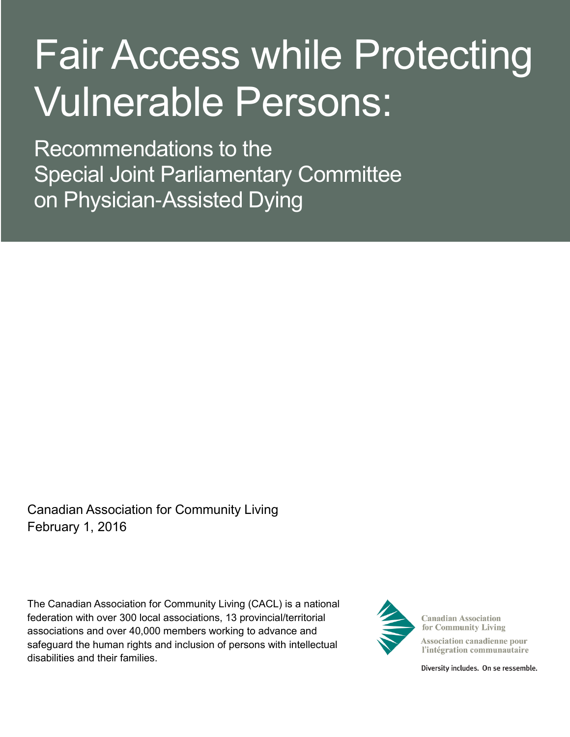# Fair Access while Protecting Vulnerable Persons:

## Recommendations to the Special Joint Parliamentary Committee on Physician-Assisted Dying

Canadian Association for Community Living
February 1, 2016

The Canadian Association for Community Living (CACL) is a national federation with over 300 local associations, 13 provincial/territorial associations and over 40,000 members working to advance and safeguard the human rights and inclusion of persons with intellectual disabilities and their families.

Canadian Association for Community Living
Association canadienne pour l'intégration communautaire

Diversity includes. On se ressemble.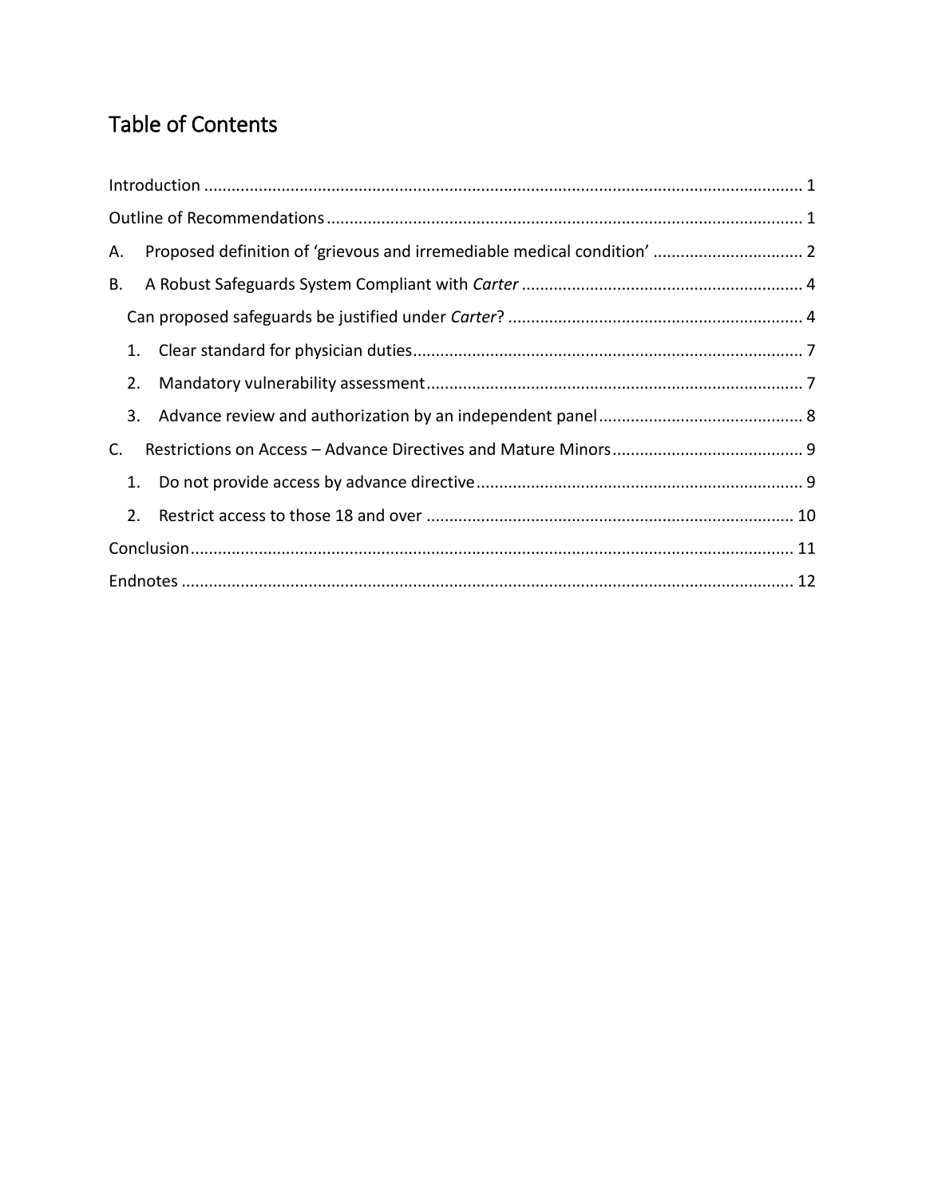# Table of Contents

Introduction ........................................................................................................................... 1

Outline of Recommendations ........................................................................................... 1

A. Proposed definition of 'grievous and irremediable medical condition' ................................ 2

B. A Robust Safeguards System Compliant with *Carter* ............................................................ 4

Can proposed safeguards be justified under *Carter*? ............................................................... 4

1. Clear standard for physician duties ...................................................................................... 7

2. Mandatory vulnerability assessment .................................................................................... 7

3. Advance review and authorization by an independent panel ............................................ 8

C. Restrictions on Access – Advance Directives and Mature Minors ......................................... 9

1. Do not provide access by advance directive ........................................................................ 9

2. Restrict access to those 18 and over .................................................................................. 10

Conclusion ............................................................................................................................ 11

Endnotes ............................................................................................................................... 12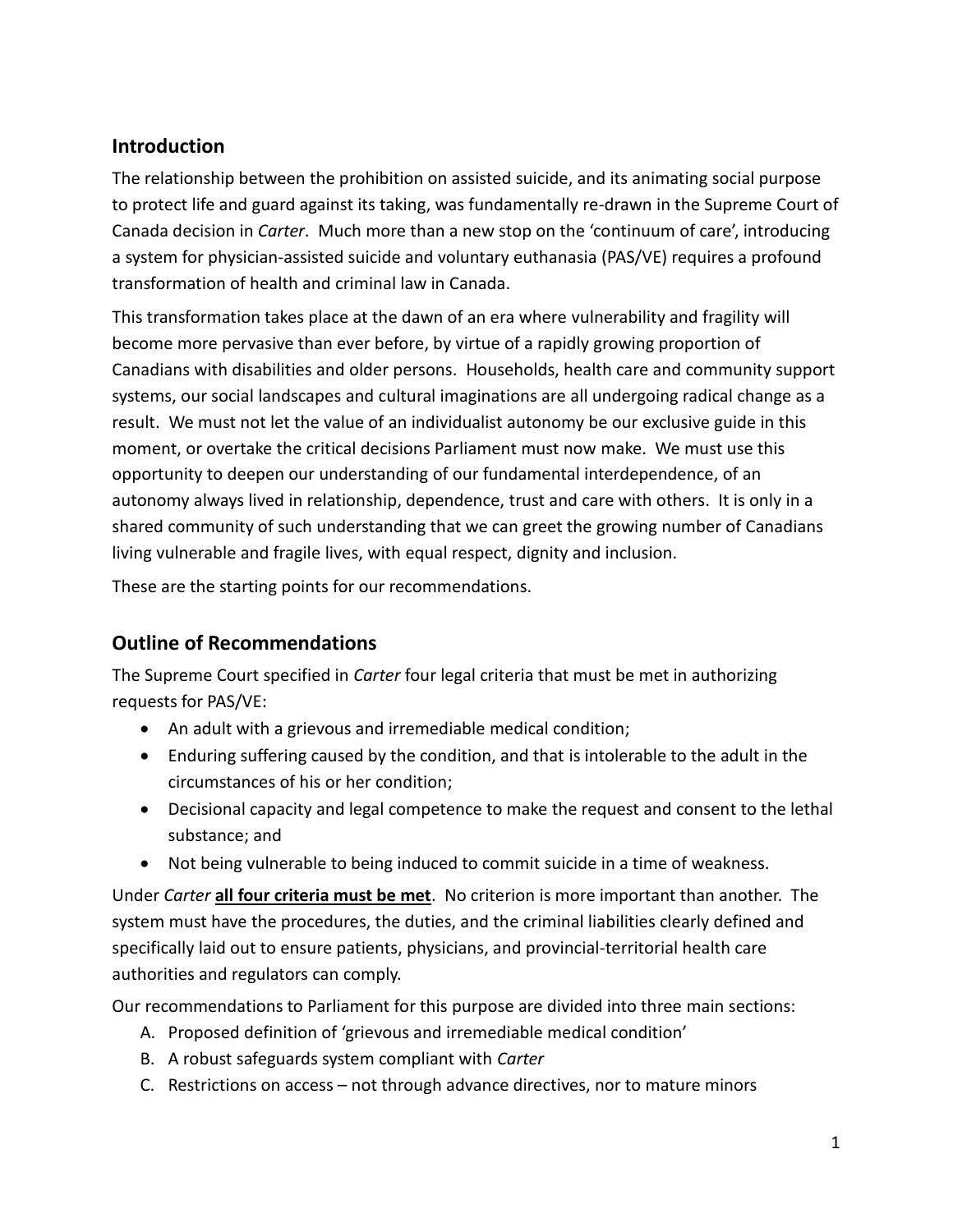## Introduction

The relationship between the prohibition on assisted suicide, and its animating social purpose to protect life and guard against its taking, was fundamentally re-drawn in the Supreme Court of Canada decision in *Carter*. Much more than a new stop on the 'continuum of care', introducing a system for physician-assisted suicide and voluntary euthanasia (PAS/VE) requires a profound transformation of health and criminal law in Canada.

This transformation takes place at the dawn of an era where vulnerability and fragility will become more pervasive than ever before, by virtue of a rapidly growing proportion of Canadians with disabilities and older persons. Households, health care and community support systems, our social landscapes and cultural imaginations are all undergoing radical change as a result. We must not let the value of an individualist autonomy be our exclusive guide in this moment, or overtake the critical decisions Parliament must now make. We must use this opportunity to deepen our understanding of our fundamental interdependence, of an autonomy always lived in relationship, dependence, trust and care with others. It is only in a shared community of such understanding that we can greet the growing number of Canadians living vulnerable and fragile lives, with equal respect, dignity and inclusion.

These are the starting points for our recommendations.

## Outline of Recommendations

The Supreme Court specified in *Carter* four legal criteria that must be met in authorizing requests for PAS/VE:

- An adult with a grievous and irremediable medical condition;
- Enduring suffering caused by the condition, and that is intolerable to the adult in the circumstances of his or her condition;
- Decisional capacity and legal competence to make the request and consent to the lethal substance; and
- Not being vulnerable to being induced to commit suicide in a time of weakness.

Under *Carter* **all four criteria must be met**. No criterion is more important than another. The system must have the procedures, the duties, and the criminal liabilities clearly defined and specifically laid out to ensure patients, physicians, and provincial-territorial health care authorities and regulators can comply.

Our recommendations to Parliament for this purpose are divided into three main sections:

A. Proposed definition of 'grievous and irremediable medical condition'
B. A robust safeguards system compliant with *Carter*
C. Restrictions on access – not through advance directives, nor to mature minors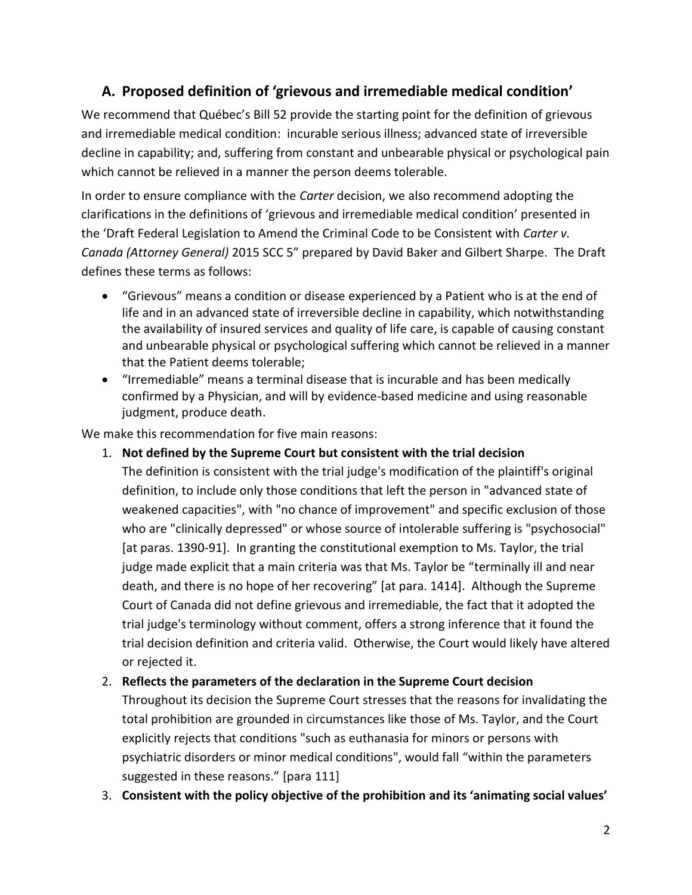## A. Proposed definition of 'grievous and irremediable medical condition'

We recommend that Québec's Bill 52 provide the starting point for the definition of grievous and irremediable medical condition: incurable serious illness; advanced state of irreversible decline in capability; and, suffering from constant and unbearable physical or psychological pain which cannot be relieved in a manner the person deems tolerable.

In order to ensure compliance with the *Carter* decision, we also recommend adopting the clarifications in the definitions of 'grievous and irremediable medical condition' presented in the 'Draft Federal Legislation to Amend the Criminal Code to be Consistent with *Carter v. Canada (Attorney General)* 2015 SCC 5" prepared by David Baker and Gilbert Sharpe. The Draft defines these terms as follows:

- "Grievous" means a condition or disease experienced by a Patient who is at the end of life and in an advanced state of irreversible decline in capability, which notwithstanding the availability of insured services and quality of life care, is capable of causing constant and unbearable physical or psychological suffering which cannot be relieved in a manner that the Patient deems tolerable;
- "Irremediable" means a terminal disease that is incurable and has been medically confirmed by a Physician, and will by evidence-based medicine and using reasonable judgment, produce death.

We make this recommendation for five main reasons:

1. **Not defined by the Supreme Court but consistent with the trial decision**
   The definition is consistent with the trial judge's modification of the plaintiff's original definition, to include only those conditions that left the person in "advanced state of weakened capacities", with "no chance of improvement" and specific exclusion of those who are "clinically depressed" or whose source of intolerable suffering is "psychosocial" [at paras. 1390-91]. In granting the constitutional exemption to Ms. Taylor, the trial judge made explicit that a main criteria was that Ms. Taylor be "terminally ill and near death, and there is no hope of her recovering" [at para. 1414]. Although the Supreme Court of Canada did not define grievous and irremediable, the fact that it adopted the trial judge's terminology without comment, offers a strong inference that it found the trial decision definition and criteria valid. Otherwise, the Court would likely have altered or rejected it.
2. **Reflects the parameters of the declaration in the Supreme Court decision**
   Throughout its decision the Supreme Court stresses that the reasons for invalidating the total prohibition are grounded in circumstances like those of Ms. Taylor, and the Court explicitly rejects that conditions "such as euthanasia for minors or persons with psychiatric disorders or minor medical conditions", would fall "within the parameters suggested in these reasons." [para 111]
3. **Consistent with the policy objective of the prohibition and its 'animating social values'**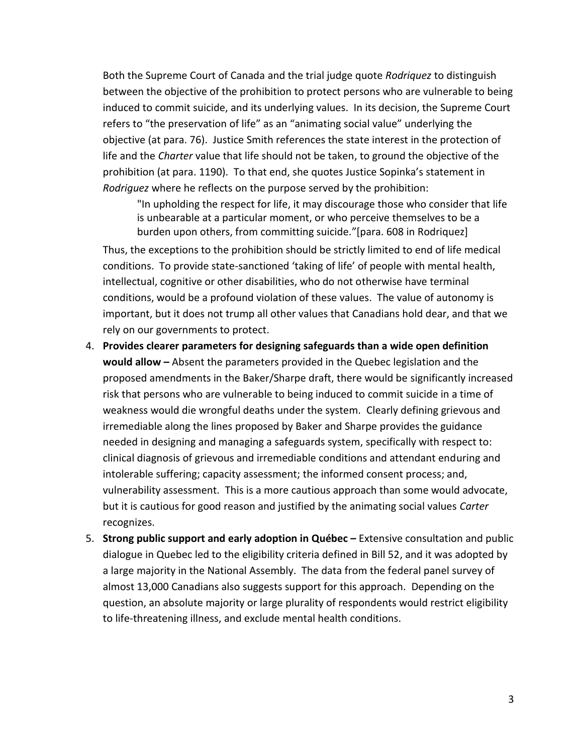Both the Supreme Court of Canada and the trial judge quote *Rodriquez* to distinguish between the objective of the prohibition to protect persons who are vulnerable to being induced to commit suicide, and its underlying values. In its decision, the Supreme Court refers to "the preservation of life" as an "animating social value" underlying the objective (at para. 76). Justice Smith references the state interest in the protection of life and the *Charter* value that life should not be taken, to ground the objective of the prohibition (at para. 1190). To that end, she quotes Justice Sopinka's statement in *Rodriquez* where he reflects on the purpose served by the prohibition:

> "In upholding the respect for life, it may discourage those who consider that life is unbearable at a particular moment, or who perceive themselves to be a burden upon others, from committing suicide."[para. 608 in Rodriquez]

Thus, the exceptions to the prohibition should be strictly limited to end of life medical conditions. To provide state-sanctioned 'taking of life' of people with mental health, intellectual, cognitive or other disabilities, who do not otherwise have terminal conditions, would be a profound violation of these values. The value of autonomy is important, but it does not trump all other values that Canadians hold dear, and that we rely on our governments to protect.

4. **Provides clearer parameters for designing safeguards than a wide open definition would allow –** Absent the parameters provided in the Quebec legislation and the proposed amendments in the Baker/Sharpe draft, there would be significantly increased risk that persons who are vulnerable to being induced to commit suicide in a time of weakness would die wrongful deaths under the system. Clearly defining grievous and irremediable along the lines proposed by Baker and Sharpe provides the guidance needed in designing and managing a safeguards system, specifically with respect to: clinical diagnosis of grievous and irremediable conditions and attendant enduring and intolerable suffering; capacity assessment; the informed consent process; and, vulnerability assessment. This is a more cautious approach than some would advocate, but it is cautious for good reason and justified by the animating social values *Carter* recognizes.
5. **Strong public support and early adoption in Québec –** Extensive consultation and public dialogue in Quebec led to the eligibility criteria defined in Bill 52, and it was adopted by a large majority in the National Assembly. The data from the federal panel survey of almost 13,000 Canadians also suggests support for this approach. Depending on the question, an absolute majority or large plurality of respondents would restrict eligibility to life-threatening illness, and exclude mental health conditions.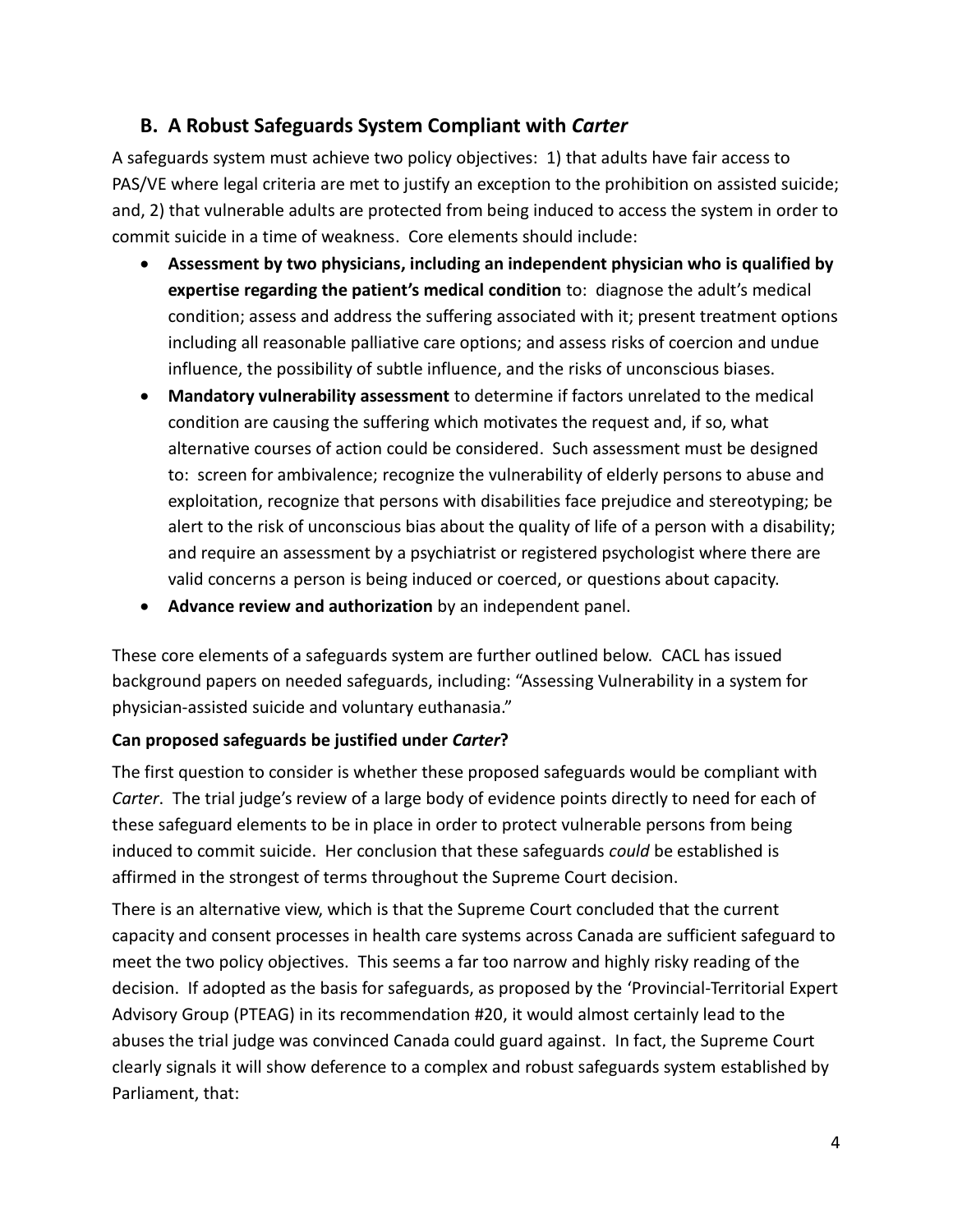## B. A Robust Safeguards System Compliant with *Carter*

A safeguards system must achieve two policy objectives: 1) that adults have fair access to PAS/VE where legal criteria are met to justify an exception to the prohibition on assisted suicide; and, 2) that vulnerable adults are protected from being induced to access the system in order to commit suicide in a time of weakness. Core elements should include:

- **Assessment by two physicians, including an independent physician who is qualified by expertise regarding the patient's medical condition** to: diagnose the adult's medical condition; assess and address the suffering associated with it; present treatment options including all reasonable palliative care options; and assess risks of coercion and undue influence, the possibility of subtle influence, and the risks of unconscious biases.
- **Mandatory vulnerability assessment** to determine if factors unrelated to the medical condition are causing the suffering which motivates the request and, if so, what alternative courses of action could be considered. Such assessment must be designed to: screen for ambivalence; recognize the vulnerability of elderly persons to abuse and exploitation, recognize that persons with disabilities face prejudice and stereotyping; be alert to the risk of unconscious bias about the quality of life of a person with a disability; and require an assessment by a psychiatrist or registered psychologist where there are valid concerns a person is being induced or coerced, or questions about capacity.
- **Advance review and authorization** by an independent panel.

These core elements of a safeguards system are further outlined below. CACL has issued background papers on needed safeguards, including: "Assessing Vulnerability in a system for physician-assisted suicide and voluntary euthanasia."

**Can proposed safeguards be justified under *Carter*?**

The first question to consider is whether these proposed safeguards would be compliant with *Carter*. The trial judge's review of a large body of evidence points directly to need for each of these safeguard elements to be in place in order to protect vulnerable persons from being induced to commit suicide. Her conclusion that these safeguards *could* be established is affirmed in the strongest of terms throughout the Supreme Court decision.

There is an alternative view, which is that the Supreme Court concluded that the current capacity and consent processes in health care systems across Canada are sufficient safeguard to meet the two policy objectives. This seems a far too narrow and highly risky reading of the decision. If adopted as the basis for safeguards, as proposed by the 'Provincial-Territorial Expert Advisory Group (PTEAG) in its recommendation #20, it would almost certainly lead to the abuses the trial judge was convinced Canada could guard against. In fact, the Supreme Court clearly signals it will show deference to a complex and robust safeguards system established by Parliament, that: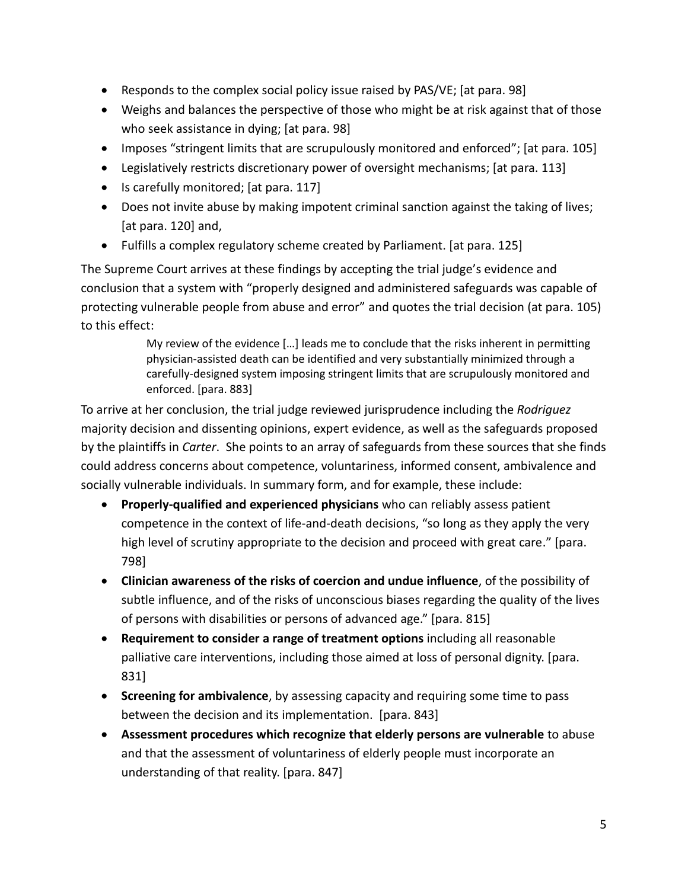- Responds to the complex social policy issue raised by PAS/VE; [at para. 98]
- Weighs and balances the perspective of those who might be at risk against that of those who seek assistance in dying; [at para. 98]
- Imposes "stringent limits that are scrupulously monitored and enforced"; [at para. 105]
- Legislatively restricts discretionary power of oversight mechanisms; [at para. 113]
- Is carefully monitored; [at para. 117]
- Does not invite abuse by making impotent criminal sanction against the taking of lives; [at para. 120] and,
- Fulfills a complex regulatory scheme created by Parliament. [at para. 125]

The Supreme Court arrives at these findings by accepting the trial judge's evidence and conclusion that a system with "properly designed and administered safeguards was capable of protecting vulnerable people from abuse and error" and quotes the trial decision (at para. 105) to this effect:

> My review of the evidence […] leads me to conclude that the risks inherent in permitting physician-assisted death can be identified and very substantially minimized through a carefully-designed system imposing stringent limits that are scrupulously monitored and enforced. [para. 883]

To arrive at her conclusion, the trial judge reviewed jurisprudence including the *Rodriguez* majority decision and dissenting opinions, expert evidence, as well as the safeguards proposed by the plaintiffs in *Carter*. She points to an array of safeguards from these sources that she finds could address concerns about competence, voluntariness, informed consent, ambivalence and socially vulnerable individuals. In summary form, and for example, these include:

- **Properly-qualified and experienced physicians** who can reliably assess patient competence in the context of life-and-death decisions, "so long as they apply the very high level of scrutiny appropriate to the decision and proceed with great care." [para. 798]
- **Clinician awareness of the risks of coercion and undue influence**, of the possibility of subtle influence, and of the risks of unconscious biases regarding the quality of the lives of persons with disabilities or persons of advanced age." [para. 815]
- **Requirement to consider a range of treatment options** including all reasonable palliative care interventions, including those aimed at loss of personal dignity. [para. 831]
- **Screening for ambivalence**, by assessing capacity and requiring some time to pass between the decision and its implementation. [para. 843]
- **Assessment procedures which recognize that elderly persons are vulnerable** to abuse and that the assessment of voluntariness of elderly people must incorporate an understanding of that reality. [para. 847]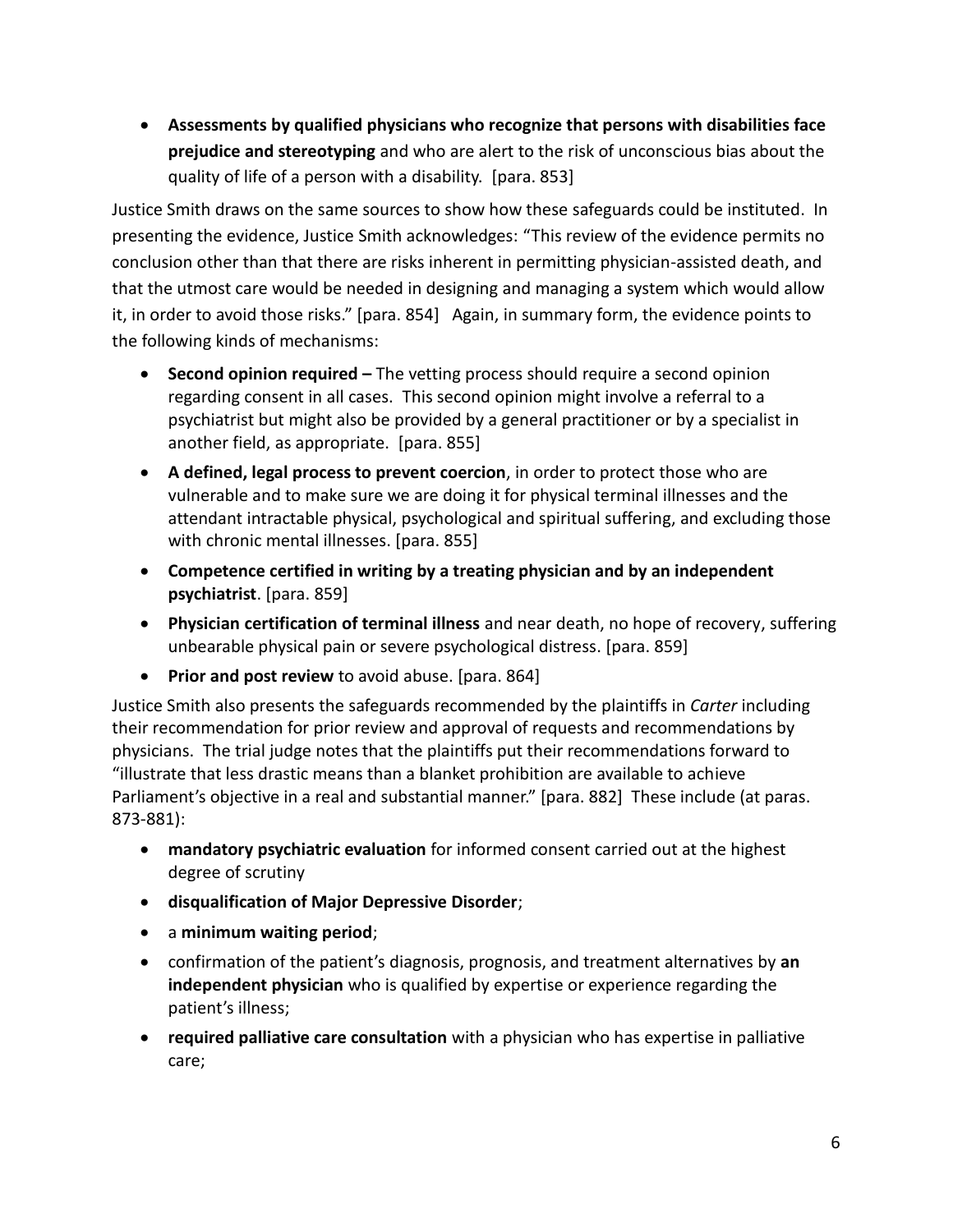- **Assessments by qualified physicians who recognize that persons with disabilities face prejudice and stereotyping** and who are alert to the risk of unconscious bias about the quality of life of a person with a disability. [para. 853]

Justice Smith draws on the same sources to show how these safeguards could be instituted. In presenting the evidence, Justice Smith acknowledges: "This review of the evidence permits no conclusion other than that there are risks inherent in permitting physician-assisted death, and that the utmost care would be needed in designing and managing a system which would allow it, in order to avoid those risks." [para. 854] Again, in summary form, the evidence points to the following kinds of mechanisms:

- **Second opinion required –** The vetting process should require a second opinion regarding consent in all cases. This second opinion might involve a referral to a psychiatrist but might also be provided by a general practitioner or by a specialist in another field, as appropriate. [para. 855]
- **A defined, legal process to prevent coercion**, in order to protect those who are vulnerable and to make sure we are doing it for physical terminal illnesses and the attendant intractable physical, psychological and spiritual suffering, and excluding those with chronic mental illnesses. [para. 855]
- **Competence certified in writing by a treating physician and by an independent psychiatrist**. [para. 859]
- **Physician certification of terminal illness** and near death, no hope of recovery, suffering unbearable physical pain or severe psychological distress. [para. 859]
- **Prior and post review** to avoid abuse. [para. 864]

Justice Smith also presents the safeguards recommended by the plaintiffs in *Carter* including their recommendation for prior review and approval of requests and recommendations by physicians. The trial judge notes that the plaintiffs put their recommendations forward to "illustrate that less drastic means than a blanket prohibition are available to achieve Parliament's objective in a real and substantial manner." [para. 882] These include (at paras. 873-881):

- **mandatory psychiatric evaluation** for informed consent carried out at the highest degree of scrutiny
- **disqualification of Major Depressive Disorder**;
- a **minimum waiting period**;
- confirmation of the patient's diagnosis, prognosis, and treatment alternatives by **an independent physician** who is qualified by expertise or experience regarding the patient's illness;
- **required palliative care consultation** with a physician who has expertise in palliative care;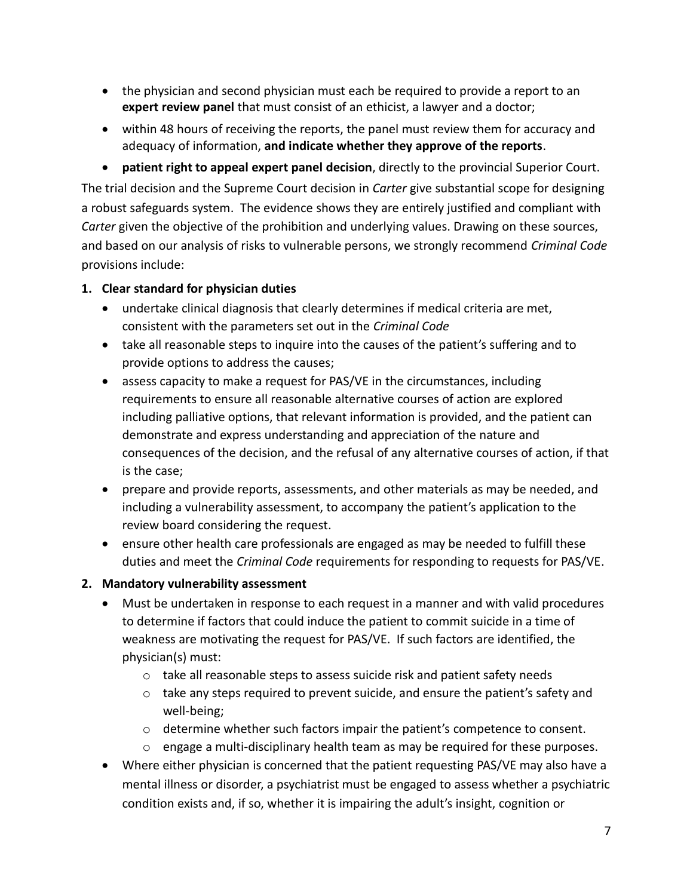- the physician and second physician must each be required to provide a report to an **expert review panel** that must consist of an ethicist, a lawyer and a doctor;
- within 48 hours of receiving the reports, the panel must review them for accuracy and adequacy of information, **and indicate whether they approve of the reports**.
- **patient right to appeal expert panel decision**, directly to the provincial Superior Court.

The trial decision and the Supreme Court decision in *Carter* give substantial scope for designing a robust safeguards system. The evidence shows they are entirely justified and compliant with *Carter* given the objective of the prohibition and underlying values. Drawing on these sources, and based on our analysis of risks to vulnerable persons, we strongly recommend *Criminal Code* provisions include:

**1. Clear standard for physician duties**

- undertake clinical diagnosis that clearly determines if medical criteria are met, consistent with the parameters set out in the *Criminal Code*
- take all reasonable steps to inquire into the causes of the patient's suffering and to provide options to address the causes;
- assess capacity to make a request for PAS/VE in the circumstances, including requirements to ensure all reasonable alternative courses of action are explored including palliative options, that relevant information is provided, and the patient can demonstrate and express understanding and appreciation of the nature and consequences of the decision, and the refusal of any alternative courses of action, if that is the case;
- prepare and provide reports, assessments, and other materials as may be needed, and including a vulnerability assessment, to accompany the patient's application to the review board considering the request.
- ensure other health care professionals are engaged as may be needed to fulfill these duties and meet the *Criminal Code* requirements for responding to requests for PAS/VE.

**2. Mandatory vulnerability assessment**

- Must be undertaken in response to each request in a manner and with valid procedures to determine if factors that could induce the patient to commit suicide in a time of weakness are motivating the request for PAS/VE. If such factors are identified, the physician(s) must:
  - take all reasonable steps to assess suicide risk and patient safety needs
  - take any steps required to prevent suicide, and ensure the patient's safety and well-being;
  - determine whether such factors impair the patient's competence to consent.
  - engage a multi-disciplinary health team as may be required for these purposes.
- Where either physician is concerned that the patient requesting PAS/VE may also have a mental illness or disorder, a psychiatrist must be engaged to assess whether a psychiatric condition exists and, if so, whether it is impairing the adult's insight, cognition or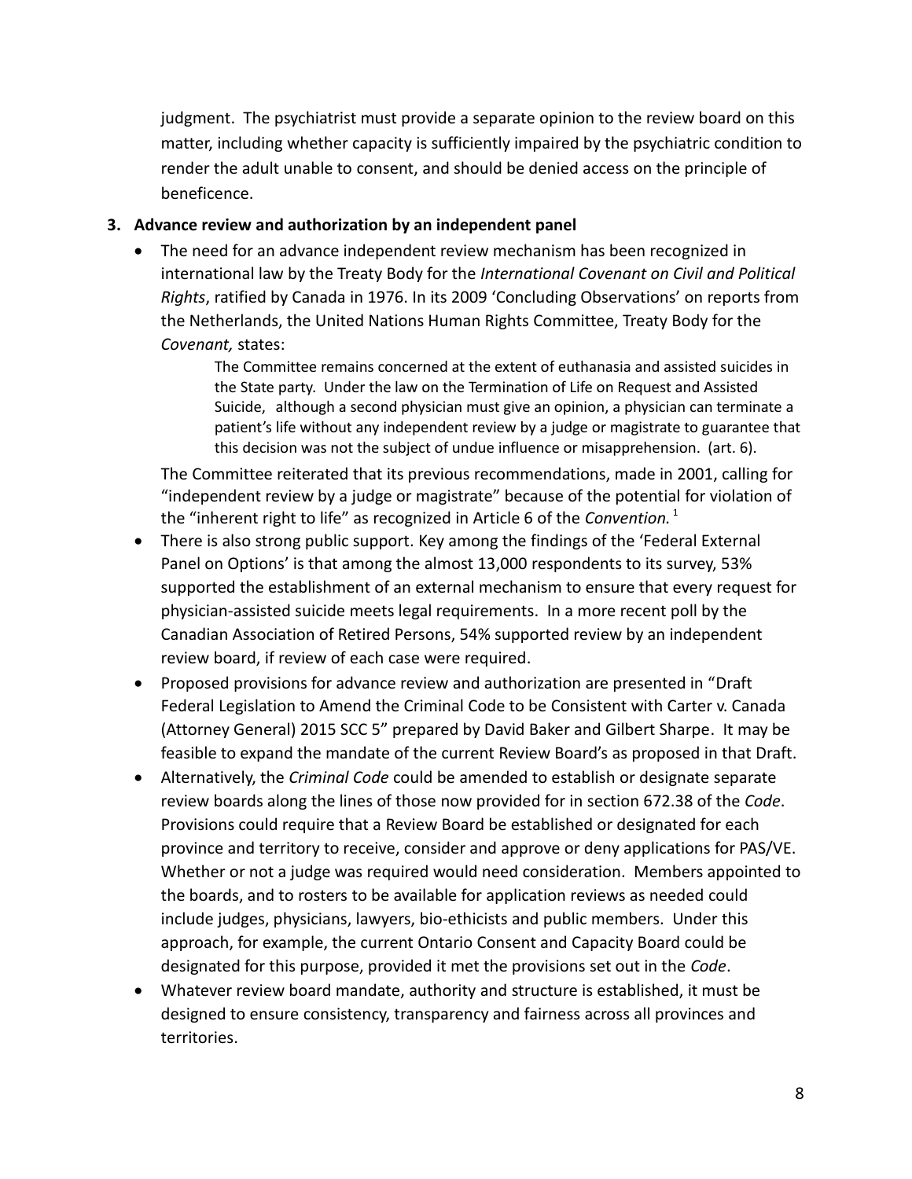judgment. The psychiatrist must provide a separate opinion to the review board on this matter, including whether capacity is sufficiently impaired by the psychiatric condition to render the adult unable to consent, and should be denied access on the principle of beneficence.

**3. Advance review and authorization by an independent panel**

- The need for an advance independent review mechanism has been recognized in international law by the Treaty Body for the *International Covenant on Civil and Political Rights*, ratified by Canada in 1976. In its 2009 'Concluding Observations' on reports from the Netherlands, the United Nations Human Rights Committee, Treaty Body for the *Covenant,* states:

  > The Committee remains concerned at the extent of euthanasia and assisted suicides in the State party. Under the law on the Termination of Life on Request and Assisted Suicide, although a second physician must give an opinion, a physician can terminate a patient's life without any independent review by a judge or magistrate to guarantee that this decision was not the subject of undue influence or misapprehension. (art. 6).

  The Committee reiterated that its previous recommendations, made in 2001, calling for "independent review by a judge or magistrate" because of the potential for violation of the "inherent right to life" as recognized in Article 6 of the *Convention.*[1]
- There is also strong public support. Key among the findings of the 'Federal External Panel on Options' is that among the almost 13,000 respondents to its survey, 53% supported the establishment of an external mechanism to ensure that every request for physician-assisted suicide meets legal requirements. In a more recent poll by the Canadian Association of Retired Persons, 54% supported review by an independent review board, if review of each case were required.
- Proposed provisions for advance review and authorization are presented in "Draft Federal Legislation to Amend the Criminal Code to be Consistent with Carter v. Canada (Attorney General) 2015 SCC 5" prepared by David Baker and Gilbert Sharpe. It may be feasible to expand the mandate of the current Review Board's as proposed in that Draft.
- Alternatively, the *Criminal Code* could be amended to establish or designate separate review boards along the lines of those now provided for in section 672.38 of the *Code*. Provisions could require that a Review Board be established or designated for each province and territory to receive, consider and approve or deny applications for PAS/VE. Whether or not a judge was required would need consideration. Members appointed to the boards, and to rosters to be available for application reviews as needed could include judges, physicians, lawyers, bio-ethicists and public members. Under this approach, for example, the current Ontario Consent and Capacity Board could be designated for this purpose, provided it met the provisions set out in the *Code*.
- Whatever review board mandate, authority and structure is established, it must be designed to ensure consistency, transparency and fairness across all provinces and territories.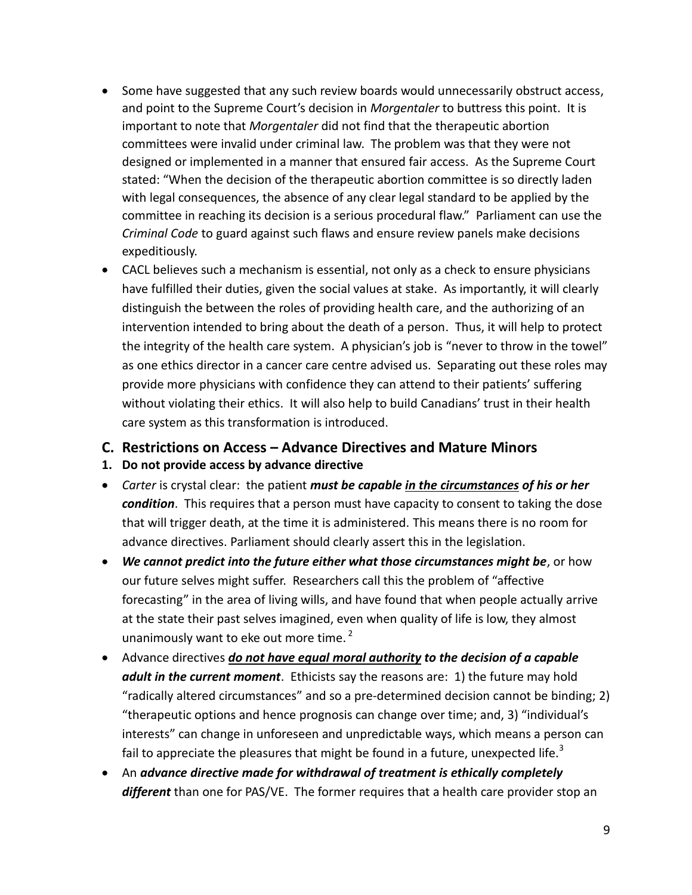- Some have suggested that any such review boards would unnecessarily obstruct access, and point to the Supreme Court's decision in *Morgentaler* to buttress this point. It is important to note that *Morgentaler* did not find that the therapeutic abortion committees were invalid under criminal law. The problem was that they were not designed or implemented in a manner that ensured fair access. As the Supreme Court stated: "When the decision of the therapeutic abortion committee is so directly laden with legal consequences, the absence of any clear legal standard to be applied by the committee in reaching its decision is a serious procedural flaw." Parliament can use the *Criminal Code* to guard against such flaws and ensure review panels make decisions expeditiously.
- CACL believes such a mechanism is essential, not only as a check to ensure physicians have fulfilled their duties, given the social values at stake. As importantly, it will clearly distinguish the between the roles of providing health care, and the authorizing of an intervention intended to bring about the death of a person. Thus, it will help to protect the integrity of the health care system. A physician's job is "never to throw in the towel" as one ethics director in a cancer care centre advised us. Separating out these roles may provide more physicians with confidence they can attend to their patients' suffering without violating their ethics. It will also help to build Canadians' trust in their health care system as this transformation is introduced.

## C. Restrictions on Access – Advance Directives and Mature Minors

### 1. Do not provide access by advance directive

- *Carter* is crystal clear: the patient ***must be capable <u>in the circumstances</u> of his or her condition***. This requires that a person must have capacity to consent to taking the dose that will trigger death, at the time it is administered. This means there is no room for advance directives. Parliament should clearly assert this in the legislation.
- ***We cannot predict into the future either what those circumstances might be***, or how our future selves might suffer. Researchers call this the problem of "affective forecasting" in the area of living wills, and have found that when people actually arrive at the state their past selves imagined, even when quality of life is low, they almost unanimously want to eke out more time. [2]
- Advance directives ***<u>do not have equal moral authority</u> to the decision of a capable adult in the current moment***. Ethicists say the reasons are: 1) the future may hold "radically altered circumstances" and so a pre-determined decision cannot be binding; 2) "therapeutic options and hence prognosis can change over time; and, 3) "individual's interests" can change in unforeseen and unpredictable ways, which means a person can fail to appreciate the pleasures that might be found in a future, unexpected life.[3]
- An ***advance directive made for withdrawal of treatment is ethically completely different*** than one for PAS/VE. The former requires that a health care provider stop an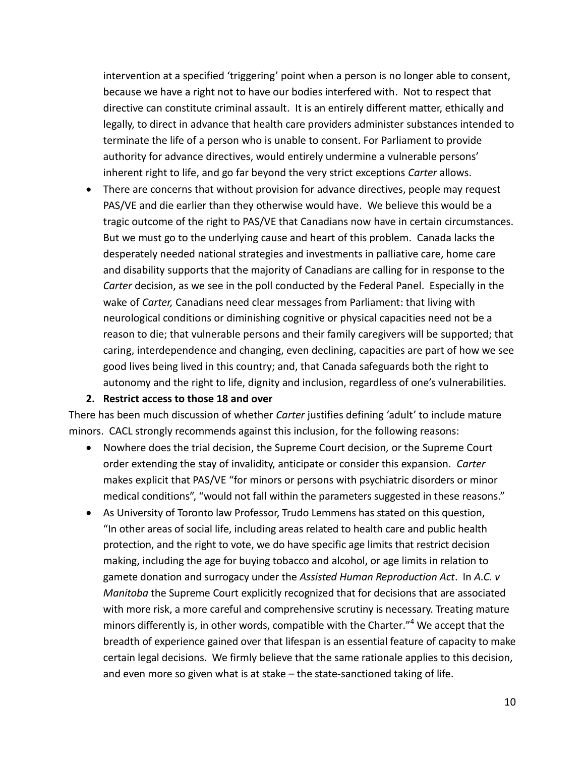intervention at a specified 'triggering' point when a person is no longer able to consent, because we have a right not to have our bodies interfered with. Not to respect that directive can constitute criminal assault. It is an entirely different matter, ethically and legally, to direct in advance that health care providers administer substances intended to terminate the life of a person who is unable to consent. For Parliament to provide authority for advance directives, would entirely undermine a vulnerable persons' inherent right to life, and go far beyond the very strict exceptions *Carter* allows.

- There are concerns that without provision for advance directives, people may request PAS/VE and die earlier than they otherwise would have. We believe this would be a tragic outcome of the right to PAS/VE that Canadians now have in certain circumstances. But we must go to the underlying cause and heart of this problem. Canada lacks the desperately needed national strategies and investments in palliative care, home care and disability supports that the majority of Canadians are calling for in response to the *Carter* decision, as we see in the poll conducted by the Federal Panel. Especially in the wake of *Carter,* Canadians need clear messages from Parliament: that living with neurological conditions or diminishing cognitive or physical capacities need not be a reason to die; that vulnerable persons and their family caregivers will be supported; that caring, interdependence and changing, even declining, capacities are part of how we see good lives being lived in this country; and, that Canada safeguards both the right to autonomy and the right to life, dignity and inclusion, regardless of one's vulnerabilities.

**2. Restrict access to those 18 and over**

There has been much discussion of whether *Carter* justifies defining 'adult' to include mature minors. CACL strongly recommends against this inclusion, for the following reasons:

- Nowhere does the trial decision, the Supreme Court decision*,* or the Supreme Court order extending the stay of invalidity, anticipate or consider this expansion. *Carter* makes explicit that PAS/VE "for minors or persons with psychiatric disorders or minor medical conditions", "would not fall within the parameters suggested in these reasons."
- As University of Toronto law Professor, Trudo Lemmens has stated on this question, "In other areas of social life, including areas related to health care and public health protection, and the right to vote, we do have specific age limits that restrict decision making, including the age for buying tobacco and alcohol, or age limits in relation to gamete donation and surrogacy under the *Assisted Human Reproduction Act*. In *A.C. v Manitoba* the Supreme Court explicitly recognized that for decisions that are associated with more risk, a more careful and comprehensive scrutiny is necessary. Treating mature minors differently is, in other words, compatible with the Charter."[4] We accept that the breadth of experience gained over that lifespan is an essential feature of capacity to make certain legal decisions. We firmly believe that the same rationale applies to this decision, and even more so given what is at stake – the state-sanctioned taking of life.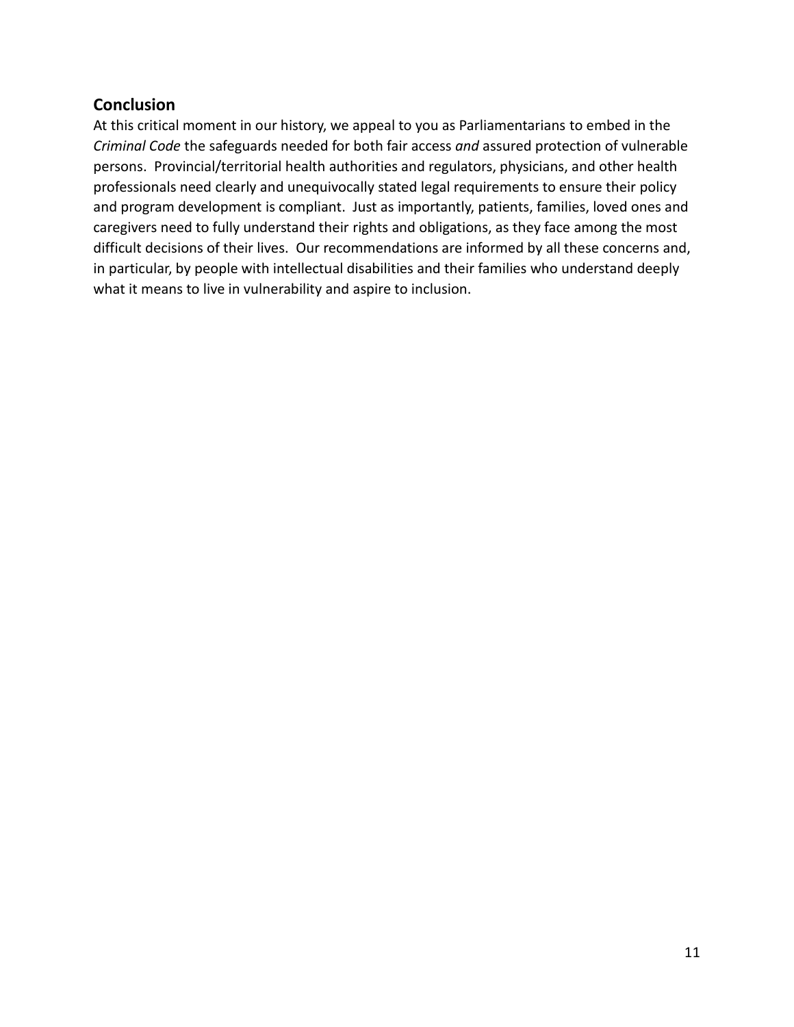## Conclusion

At this critical moment in our history, we appeal to you as Parliamentarians to embed in the *Criminal Code* the safeguards needed for both fair access *and* assured protection of vulnerable persons. Provincial/territorial health authorities and regulators, physicians, and other health professionals need clearly and unequivocally stated legal requirements to ensure their policy and program development is compliant. Just as importantly, patients, families, loved ones and caregivers need to fully understand their rights and obligations, as they face among the most difficult decisions of their lives. Our recommendations are informed by all these concerns and, in particular, by people with intellectual disabilities and their families who understand deeply what it means to live in vulnerability and aspire to inclusion.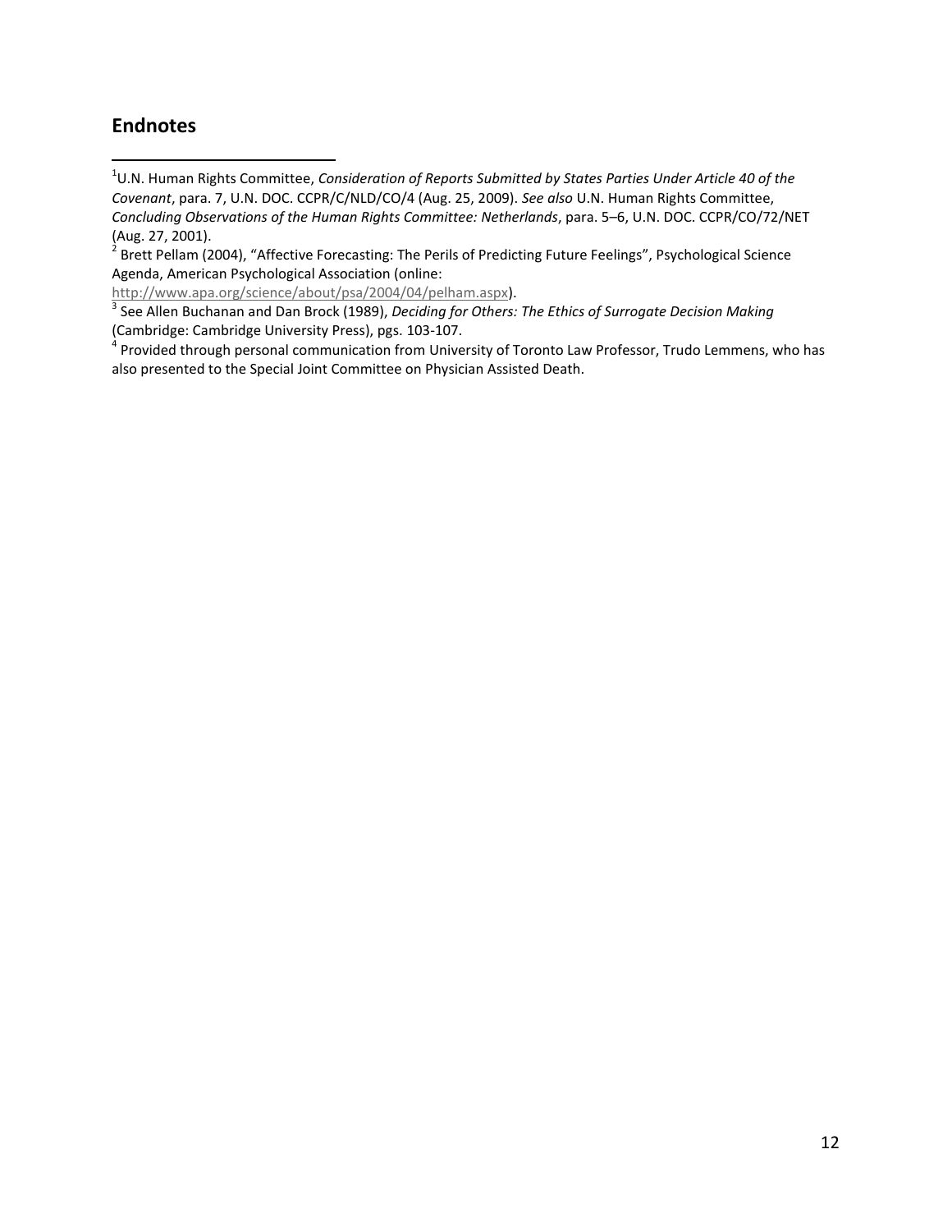## Endnotes

[1]U.N. Human Rights Committee, *Consideration of Reports Submitted by States Parties Under Article 40 of the Covenant*, para. 7, U.N. DOC. CCPR/C/NLD/CO/4 (Aug. 25, 2009). *See also* U.N. Human Rights Committee, *Concluding Observations of the Human Rights Committee: Netherlands*, para. 5–6, U.N. DOC. CCPR/CO/72/NET (Aug. 27, 2001).

[2] Brett Pellam (2004), "Affective Forecasting: The Perils of Predicting Future Feelings", Psychological Science Agenda, American Psychological Association (online: http://www.apa.org/science/about/psa/2004/04/pelham.aspx).

[3] See Allen Buchanan and Dan Brock (1989), *Deciding for Others: The Ethics of Surrogate Decision Making* (Cambridge: Cambridge University Press), pgs. 103-107.

[4] Provided through personal communication from University of Toronto Law Professor, Trudo Lemmens, who has also presented to the Special Joint Committee on Physician Assisted Death.